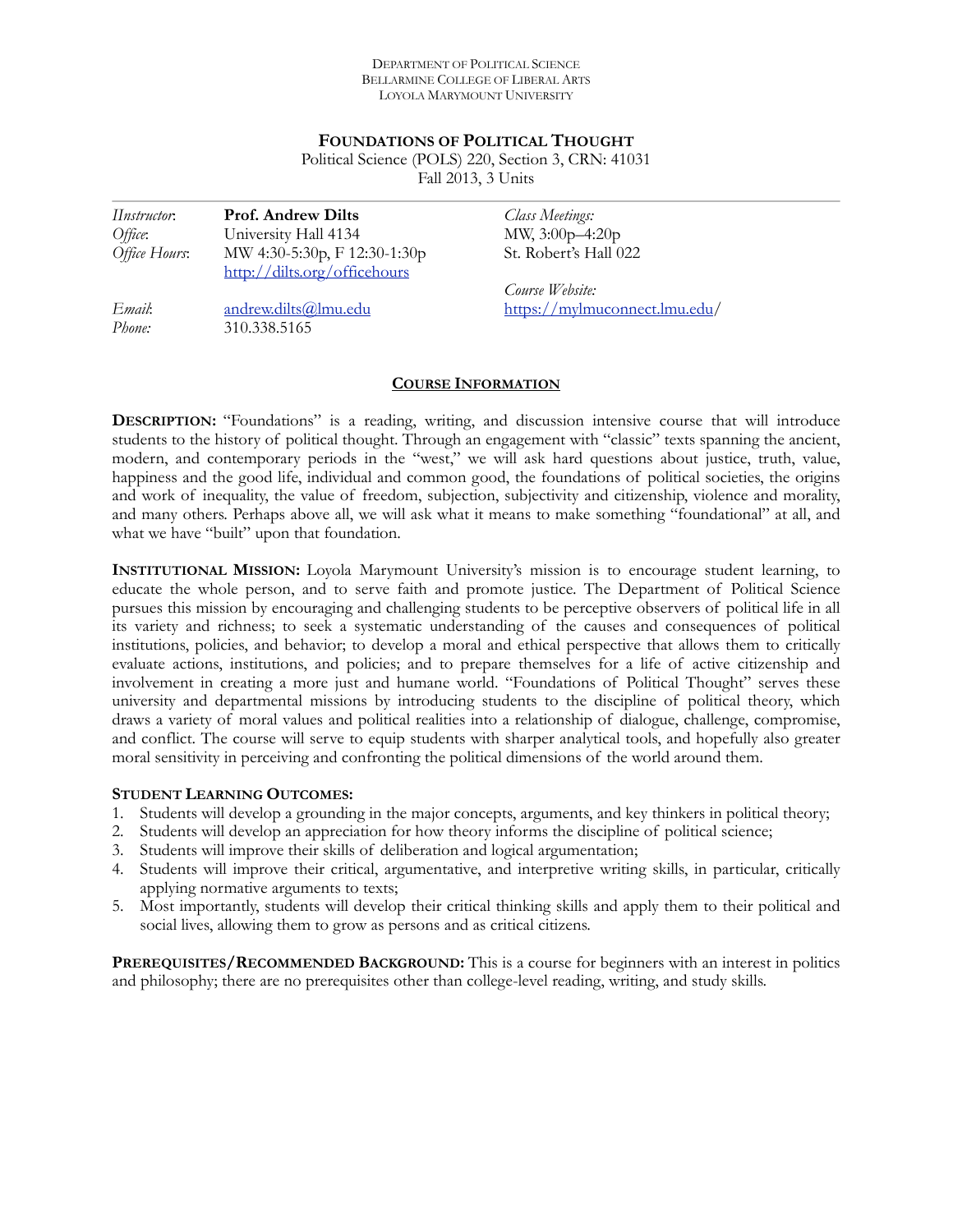DEPARTMENT OF POLITICAL SCIENCE
BELLARMINE COLLEGE OF LIBERAL ARTS
LOYOLA MARYMOUNT UNIVERSITY

# FOUNDATIONS OF POLITICAL THOUGHT

Political Science (POLS) 220, Section 3, CRN: 41031
Fall 2013, 3 Units

| | | | |
|---|---|---|---|
| *IInstructor*: | **Prof. Andrew Dilts** | *Class Meetings:* | |
| *Office*: | University Hall 4134 | MW, 3:00p–4:20p | |
| *Office Hours*: | MW 4:30-5:30p, F 12:30-1:30p<br>http://dilts.org/officehours | St. Robert's Hall 022 | |
| | | *Course Website:* | |
| *Email*: | andrew.dilts@lmu.edu | https://mylmuconnect.lmu.edu/ | |
| *Phone:* | 310.338.5165 | | |

## COURSE INFORMATION

**DESCRIPTION:** "Foundations" is a reading, writing, and discussion intensive course that will introduce students to the history of political thought. Through an engagement with "classic" texts spanning the ancient, modern, and contemporary periods in the "west," we will ask hard questions about justice, truth, value, happiness and the good life, individual and common good, the foundations of political societies, the origins and work of inequality, the value of freedom, subjection, subjectivity and citizenship, violence and morality, and many others. Perhaps above all, we will ask what it means to make something "foundational" at all, and what we have "built" upon that foundation.

**INSTITUTIONAL MISSION:** Loyola Marymount University's mission is to encourage student learning, to educate the whole person, and to serve faith and promote justice. The Department of Political Science pursues this mission by encouraging and challenging students to be perceptive observers of political life in all its variety and richness; to seek a systematic understanding of the causes and consequences of political institutions, policies, and behavior; to develop a moral and ethical perspective that allows them to critically evaluate actions, institutions, and policies; and to prepare themselves for a life of active citizenship and involvement in creating a more just and humane world. "Foundations of Political Thought" serves these university and departmental missions by introducing students to the discipline of political theory, which draws a variety of moral values and political realities into a relationship of dialogue, challenge, compromise, and conflict. The course will serve to equip students with sharper analytical tools, and hopefully also greater moral sensitivity in perceiving and confronting the political dimensions of the world around them.

**STUDENT LEARNING OUTCOMES:**

1. Students will develop a grounding in the major concepts, arguments, and key thinkers in political theory;
2. Students will develop an appreciation for how theory informs the discipline of political science;
3. Students will improve their skills of deliberation and logical argumentation;
4. Students will improve their critical, argumentative, and interpretive writing skills, in particular, critically applying normative arguments to texts;
5. Most importantly, students will develop their critical thinking skills and apply them to their political and social lives, allowing them to grow as persons and as critical citizens.

**PREREQUISITES/RECOMMENDED BACKGROUND:** This is a course for beginners with an interest in politics and philosophy; there are no prerequisites other than college-level reading, writing, and study skills.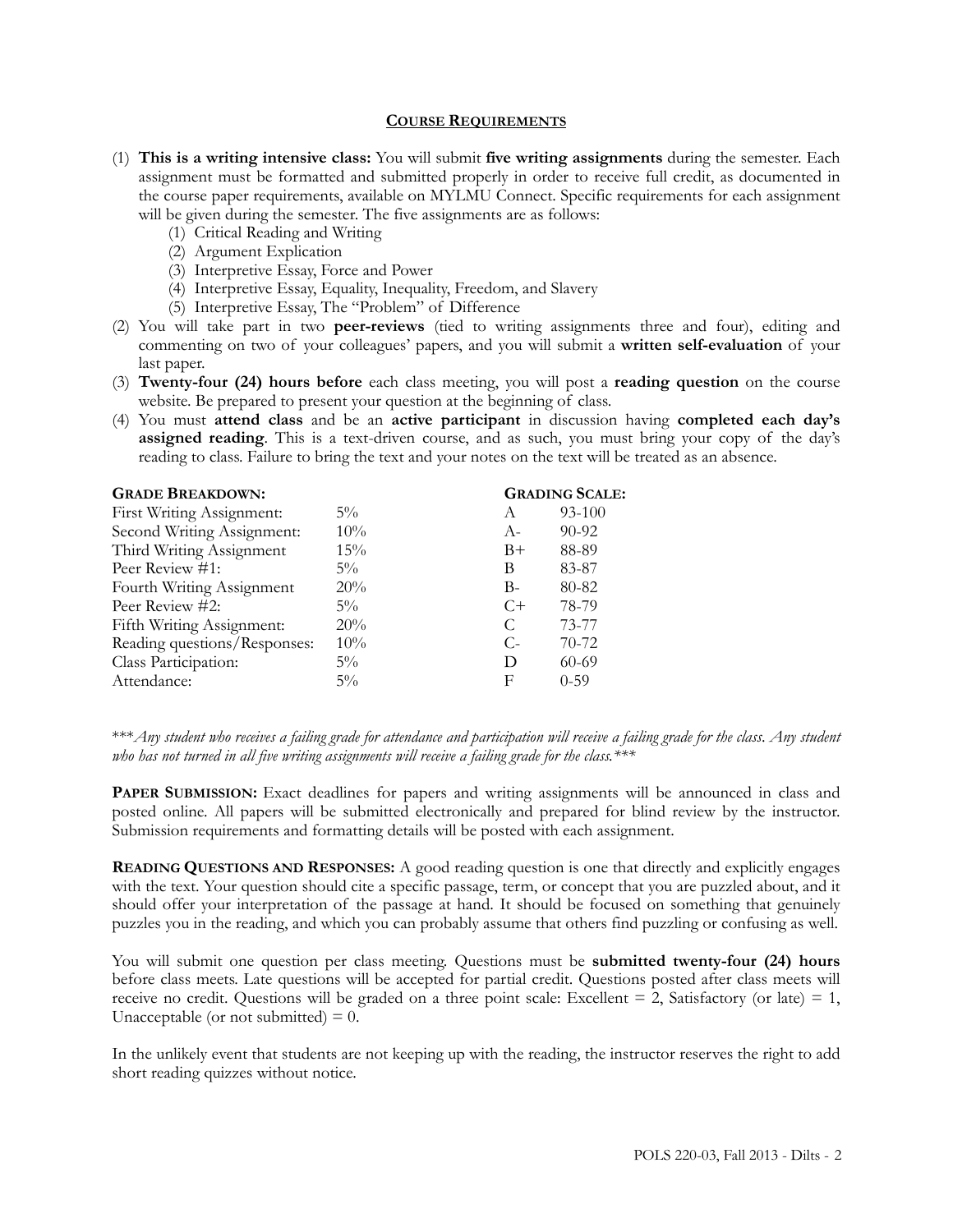## COURSE REQUIREMENTS

(1) **This is a writing intensive class:** You will submit **five writing assignments** during the semester. Each assignment must be formatted and submitted properly in order to receive full credit, as documented in the course paper requirements, available on MYLMU Connect. Specific requirements for each assignment will be given during the semester. The five assignments are as follows:
   (1) Critical Reading and Writing
   (2) Argument Explication
   (3) Interpretive Essay, Force and Power
   (4) Interpretive Essay, Equality, Inequality, Freedom, and Slavery
   (5) Interpretive Essay, The "Problem" of Difference

(2) You will take part in two **peer-reviews** (tied to writing assignments three and four), editing and commenting on two of your colleagues' papers, and you will submit a **written self-evaluation** of your last paper.

(3) **Twenty-four (24) hours before** each class meeting, you will post a **reading question** on the course website. Be prepared to present your question at the beginning of class.

(4) You must **attend class** and be an **active participant** in discussion having **completed each day's assigned reading**. This is a text-driven course, and as such, you must bring your copy of the day's reading to class. Failure to bring the text and your notes on the text will be treated as an absence.

**GRADE BREAKDOWN:**

| | |
|---|---|
| First Writing Assignment: | 5% |
| Second Writing Assignment: | 10% |
| Third Writing Assignment | 15% |
| Peer Review #1: | 5% |
| Fourth Writing Assignment | 20% |
| Peer Review #2: | 5% |
| Fifth Writing Assignment: | 20% |
| Reading questions/Responses: | 10% |
| Class Participation: | 5% |
| Attendance: | 5% |

**GRADING SCALE:**

| | |
|---|---|
| A | 93-100 |
| A- | 90-92 |
| B+ | 88-89 |
| B | 83-87 |
| B- | 80-82 |
| C+ | 78-79 |
| C | 73-77 |
| C- | 70-72 |
| D | 60-69 |
| F | 0-59 |

****Any student who receives a failing grade for attendance and participation will receive a failing grade for the class. Any student who has not turned in all five writing assignments will receive a failing grade for the class.****

**PAPER SUBMISSION:** Exact deadlines for papers and writing assignments will be announced in class and posted online. All papers will be submitted electronically and prepared for blind review by the instructor. Submission requirements and formatting details will be posted with each assignment.

**READING QUESTIONS AND RESPONSES:** A good reading question is one that directly and explicitly engages with the text. Your question should cite a specific passage, term, or concept that you are puzzled about, and it should offer your interpretation of the passage at hand. It should be focused on something that genuinely puzzles you in the reading, and which you can probably assume that others find puzzling or confusing as well.

You will submit one question per class meeting. Questions must be **submitted twenty-four (24) hours** before class meets. Late questions will be accepted for partial credit. Questions posted after class meets will receive no credit. Questions will be graded on a three point scale: Excellent = 2, Satisfactory (or late) = 1, Unacceptable (or not submitted) = 0.

In the unlikely event that students are not keeping up with the reading, the instructor reserves the right to add short reading quizzes without notice.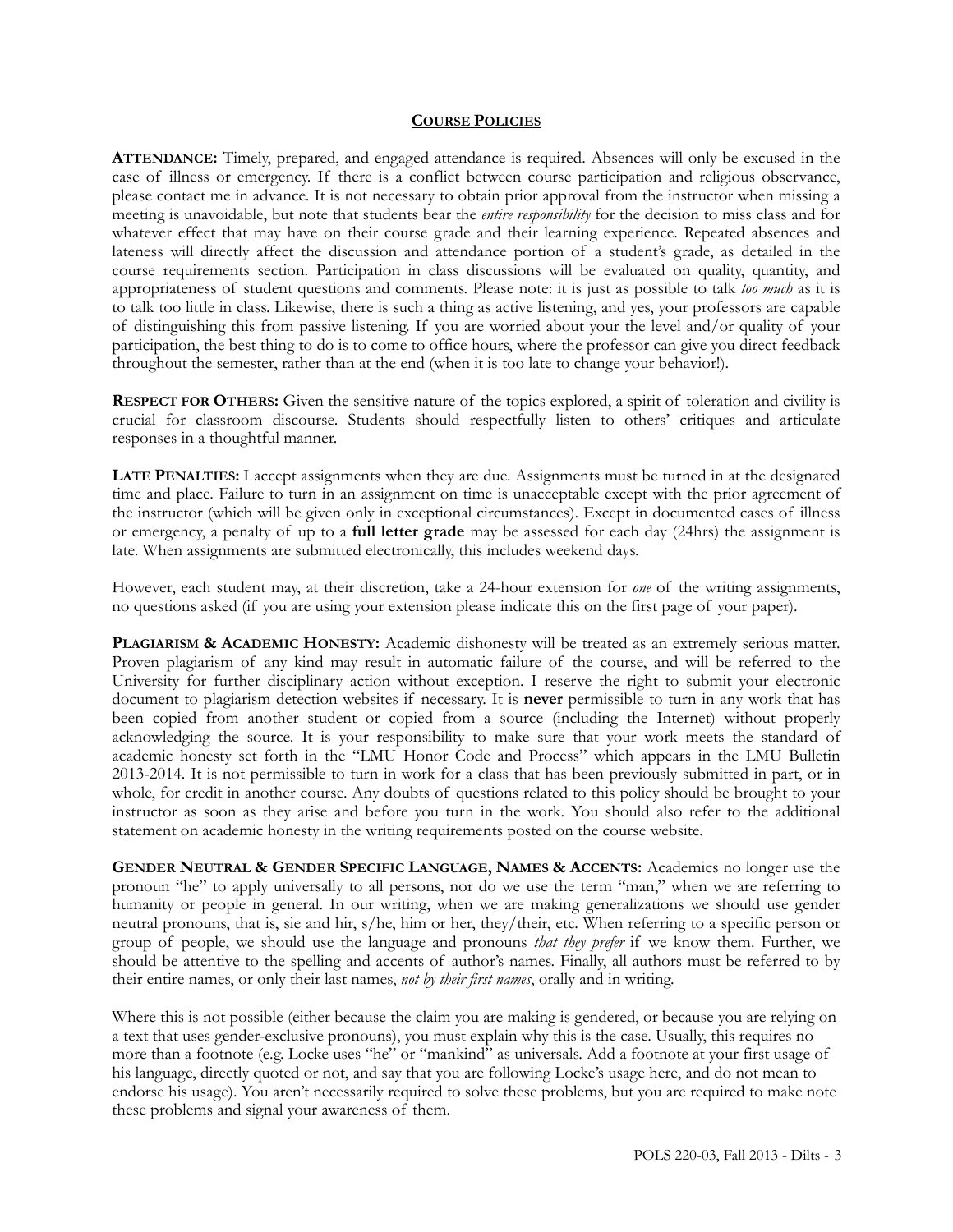## COURSE POLICIES

**ATTENDANCE:** Timely, prepared, and engaged attendance is required. Absences will only be excused in the case of illness or emergency. If there is a conflict between course participation and religious observance, please contact me in advance. It is not necessary to obtain prior approval from the instructor when missing a meeting is unavoidable, but note that students bear the *entire responsibility* for the decision to miss class and for whatever effect that may have on their course grade and their learning experience. Repeated absences and lateness will directly affect the discussion and attendance portion of a student's grade, as detailed in the course requirements section. Participation in class discussions will be evaluated on quality, quantity, and appropriateness of student questions and comments. Please note: it is just as possible to talk *too much* as it is to talk too little in class. Likewise, there is such a thing as active listening, and yes, your professors are capable of distinguishing this from passive listening. If you are worried about your the level and/or quality of your participation, the best thing to do is to come to office hours, where the professor can give you direct feedback throughout the semester, rather than at the end (when it is too late to change your behavior!).

**RESPECT FOR OTHERS:** Given the sensitive nature of the topics explored, a spirit of toleration and civility is crucial for classroom discourse. Students should respectfully listen to others' critiques and articulate responses in a thoughtful manner.

**LATE PENALTIES:** I accept assignments when they are due. Assignments must be turned in at the designated time and place. Failure to turn in an assignment on time is unacceptable except with the prior agreement of the instructor (which will be given only in exceptional circumstances). Except in documented cases of illness or emergency, a penalty of up to a **full letter grade** may be assessed for each day (24hrs) the assignment is late. When assignments are submitted electronically, this includes weekend days.

However, each student may, at their discretion, take a 24-hour extension for *one* of the writing assignments, no questions asked (if you are using your extension please indicate this on the first page of your paper).

**PLAGIARISM & ACADEMIC HONESTY:** Academic dishonesty will be treated as an extremely serious matter. Proven plagiarism of any kind may result in automatic failure of the course, and will be referred to the University for further disciplinary action without exception. I reserve the right to submit your electronic document to plagiarism detection websites if necessary. It is **never** permissible to turn in any work that has been copied from another student or copied from a source (including the Internet) without properly acknowledging the source. It is your responsibility to make sure that your work meets the standard of academic honesty set forth in the "LMU Honor Code and Process" which appears in the LMU Bulletin 2013-2014. It is not permissible to turn in work for a class that has been previously submitted in part, or in whole, for credit in another course. Any doubts of questions related to this policy should be brought to your instructor as soon as they arise and before you turn in the work. You should also refer to the additional statement on academic honesty in the writing requirements posted on the course website.

**GENDER NEUTRAL & GENDER SPECIFIC LANGUAGE, NAMES & ACCENTS:** Academics no longer use the pronoun "he" to apply universally to all persons, nor do we use the term "man," when we are referring to humanity or people in general. In our writing, when we are making generalizations we should use gender neutral pronouns, that is, sie and hir, s/he, him or her, they/their, etc. When referring to a specific person or group of people, we should use the language and pronouns *that they prefer* if we know them. Further, we should be attentive to the spelling and accents of author's names. Finally, all authors must be referred to by their entire names, or only their last names, *not by their first names*, orally and in writing.

Where this is not possible (either because the claim you are making is gendered, or because you are relying on a text that uses gender-exclusive pronouns), you must explain why this is the case. Usually, this requires no more than a footnote (e.g. Locke uses "he" or "mankind" as universals. Add a footnote at your first usage of his language, directly quoted or not, and say that you are following Locke's usage here, and do not mean to endorse his usage). You aren't necessarily required to solve these problems, but you are required to make note these problems and signal your awareness of them.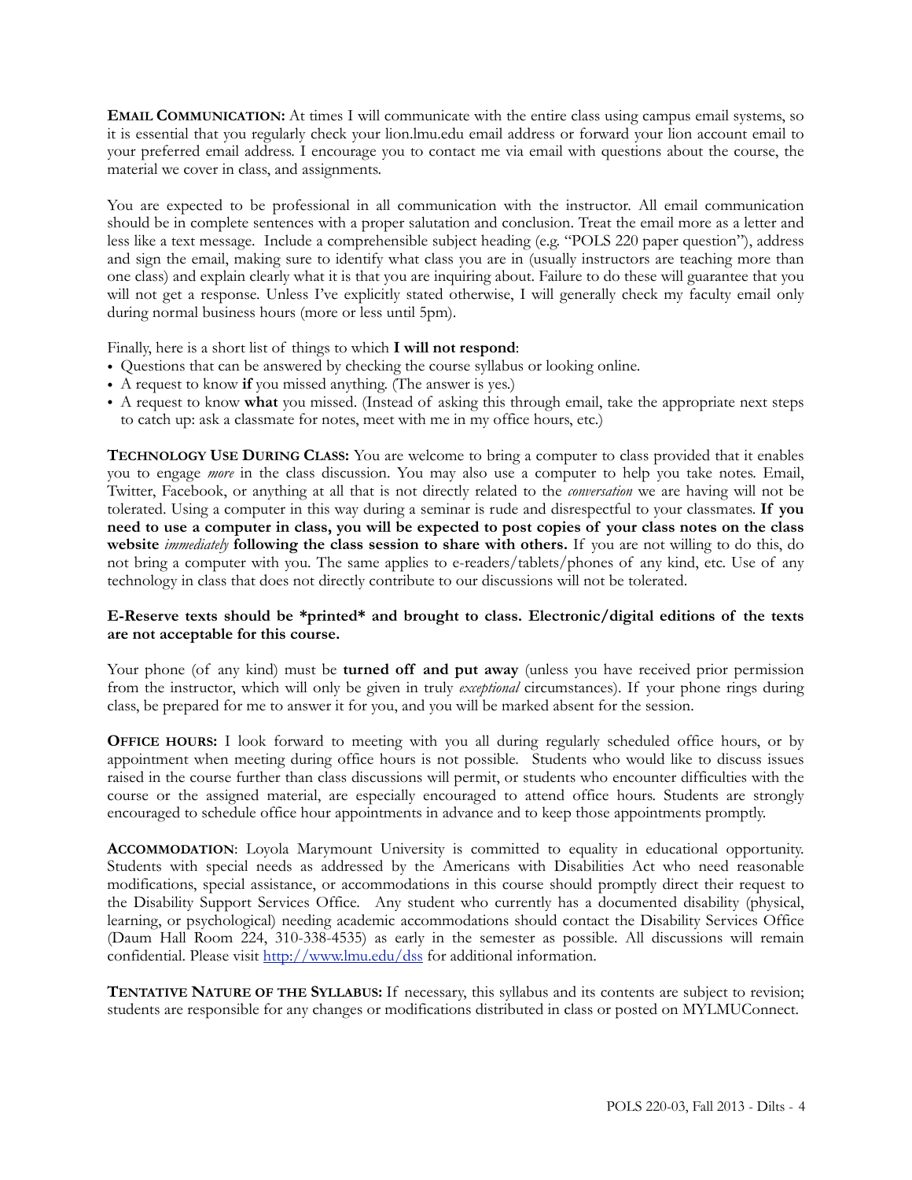**EMAIL COMMUNICATION:** At times I will communicate with the entire class using campus email systems, so it is essential that you regularly check your lion.lmu.edu email address or forward your lion account email to your preferred email address. I encourage you to contact me via email with questions about the course, the material we cover in class, and assignments.

You are expected to be professional in all communication with the instructor. All email communication should be in complete sentences with a proper salutation and conclusion. Treat the email more as a letter and less like a text message. Include a comprehensible subject heading (e.g. "POLS 220 paper question"), address and sign the email, making sure to identify what class you are in (usually instructors are teaching more than one class) and explain clearly what it is that you are inquiring about. Failure to do these will guarantee that you will not get a response. Unless I've explicitly stated otherwise, I will generally check my faculty email only during normal business hours (more or less until 5pm).

Finally, here is a short list of things to which **I will not respond**:

- Questions that can be answered by checking the course syllabus or looking online.
- A request to know **if** you missed anything. (The answer is yes.)
- A request to know **what** you missed. (Instead of asking this through email, take the appropriate next steps to catch up: ask a classmate for notes, meet with me in my office hours, etc.)

**TECHNOLOGY USE DURING CLASS:** You are welcome to bring a computer to class provided that it enables you to engage *more* in the class discussion. You may also use a computer to help you take notes. Email, Twitter, Facebook, or anything at all that is not directly related to the *conversation* we are having will not be tolerated. Using a computer in this way during a seminar is rude and disrespectful to your classmates. **If you need to use a computer in class, you will be expected to post copies of your class notes on the class website *immediately* following the class session to share with others.** If you are not willing to do this, do not bring a computer with you. The same applies to e-readers/tablets/phones of any kind, etc. Use of any technology in class that does not directly contribute to our discussions will not be tolerated.

**E-Reserve texts should be *printed* and brought to class. Electronic/digital editions of the texts are not acceptable for this course.**

Your phone (of any kind) must be **turned off and put away** (unless you have received prior permission from the instructor, which will only be given in truly *exceptional* circumstances). If your phone rings during class, be prepared for me to answer it for you, and you will be marked absent for the session.

**OFFICE HOURS:** I look forward to meeting with you all during regularly scheduled office hours, or by appointment when meeting during office hours is not possible. Students who would like to discuss issues raised in the course further than class discussions will permit, or students who encounter difficulties with the course or the assigned material, are especially encouraged to attend office hours. Students are strongly encouraged to schedule office hour appointments in advance and to keep those appointments promptly.

**ACCOMMODATION**: Loyola Marymount University is committed to equality in educational opportunity. Students with special needs as addressed by the Americans with Disabilities Act who need reasonable modifications, special assistance, or accommodations in this course should promptly direct their request to the Disability Support Services Office. Any student who currently has a documented disability (physical, learning, or psychological) needing academic accommodations should contact the Disability Services Office (Daum Hall Room 224, 310-338-4535) as early in the semester as possible. All discussions will remain confidential. Please visit http://www.lmu.edu/dss for additional information.

**TENTATIVE NATURE OF THE SYLLABUS:** If necessary, this syllabus and its contents are subject to revision; students are responsible for any changes or modifications distributed in class or posted on MYLMUConnect.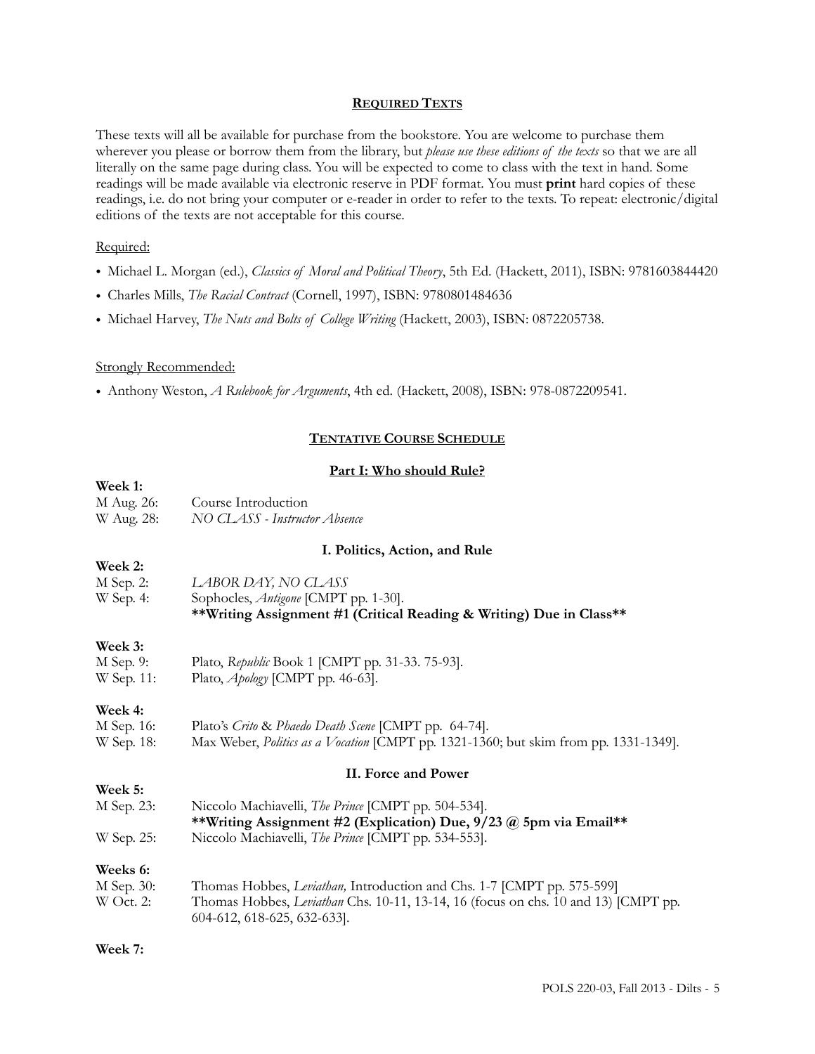## Required Texts

These texts will all be available for purchase from the bookstore. You are welcome to purchase them wherever you please or borrow them from the library, but *please use these editions of the texts* so that we are all literally on the same page during class. You will be expected to come to class with the text in hand. Some readings will be made available via electronic reserve in PDF format. You must **print** hard copies of these readings, i.e. do not bring your computer or e-reader in order to refer to the texts. To repeat: electronic/digital editions of the texts are not acceptable for this course.

Required:

- Michael L. Morgan (ed.), *Classics of Moral and Political Theory*, 5th Ed. (Hackett, 2011), ISBN: 9781603844420
- Charles Mills, *The Racial Contract* (Cornell, 1997), ISBN: 9780801484636
- Michael Harvey, *The Nuts and Bolts of College Writing* (Hackett, 2003), ISBN: 0872205738.

Strongly Recommended:

- Anthony Weston, *A Rulebook for Arguments*, 4th ed. (Hackett, 2008), ISBN: 978-0872209541.

## Tentative Course Schedule

### Part I: Who should Rule?

**Week 1:**
M Aug. 26: Course Introduction
W Aug. 28: *NO CLASS - Instructor Absence*

#### I. Politics, Action, and Rule

**Week 2:**
M Sep. 2: *LABOR DAY, NO CLASS*
W Sep. 4: Sophocles, *Antigone* [CMPT pp. 1-30].
**Writing Assignment #1 (Critical Reading & Writing) Due in Class**

**Week 3:**
M Sep. 9: Plato, *Republic* Book 1 [CMPT pp. 31-33. 75-93].
W Sep. 11: Plato, *Apology* [CMPT pp. 46-63].

**Week 4:**
M Sep. 16: Plato's *Crito* & *Phaedo Death Scene* [CMPT pp. 64-74].
W Sep. 18: Max Weber, *Politics as a Vocation* [CMPT pp. 1321-1360; but skim from pp. 1331-1349].

#### II. Force and Power

**Week 5:**
M Sep. 23: Niccolo Machiavelli, *The Prince* [CMPT pp. 504-534].
**Writing Assignment #2 (Explication) Due, 9/23 @ 5pm via Email**
W Sep. 25: Niccolo Machiavelli, *The Prince* [CMPT pp. 534-553].

**Weeks 6:**
M Sep. 30: Thomas Hobbes, *Leviathan,* Introduction and Chs. 1-7 [CMPT pp. 575-599]
W Oct. 2: Thomas Hobbes, *Leviathan* Chs. 10-11, 13-14, 16 (focus on chs. 10 and 13) [CMPT pp. 604-612, 618-625, 632-633].

**Week 7:**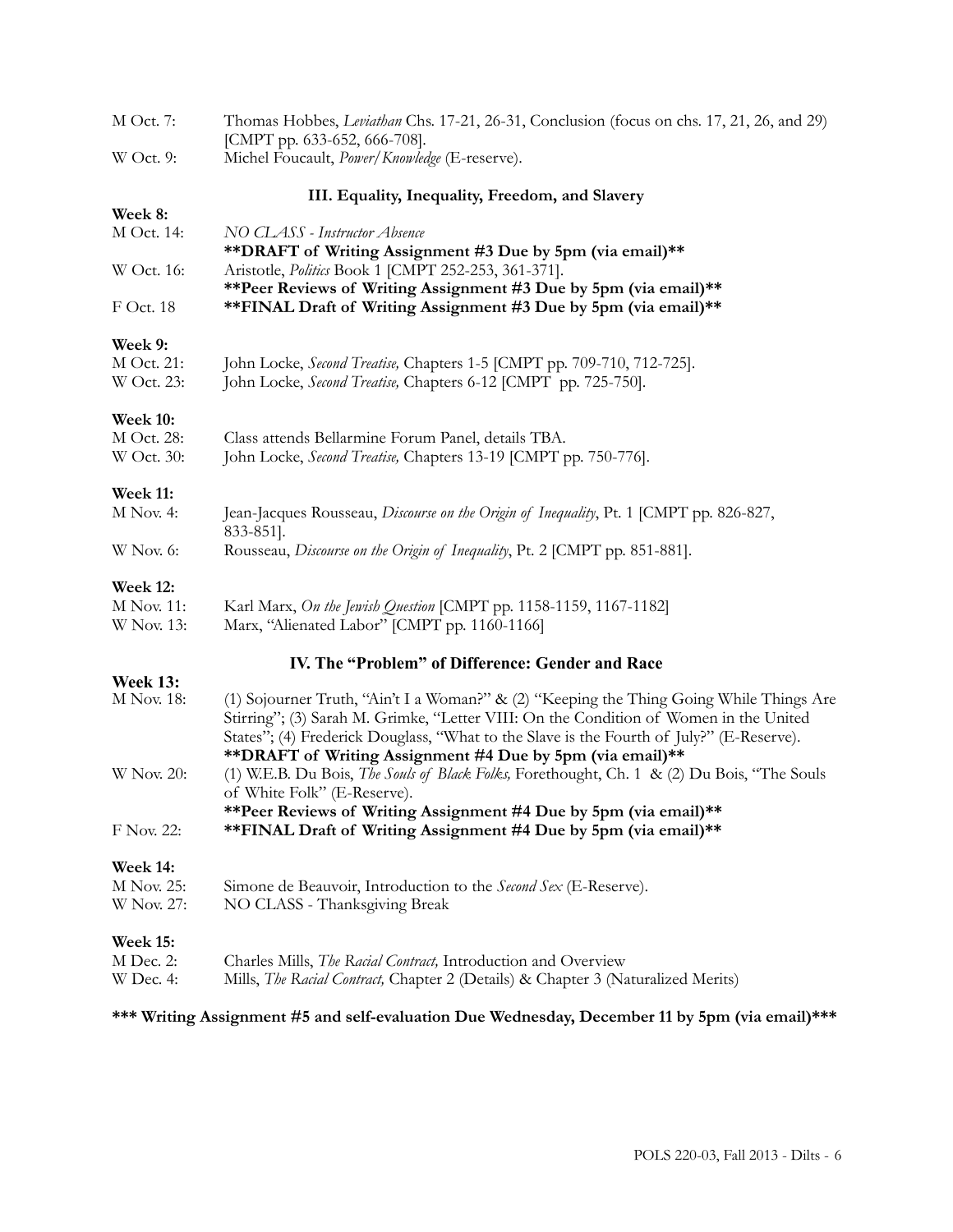M Oct. 7: Thomas Hobbes, *Leviathan* Chs. 17-21, 26-31, Conclusion (focus on chs. 17, 21, 26, and 29) [CMPT pp. 633-652, 666-708].
W Oct. 9: Michel Foucault, *Power/Knowledge* (E-reserve).

### III. Equality, Inequality, Freedom, and Slavery

**Week 8:**
M Oct. 14: *NO CLASS - Instructor Absence*
**\*\*DRAFT of Writing Assignment #3 Due by 5pm (via email)\*\***
W Oct. 16: Aristotle, *Politics* Book 1 [CMPT 252-253, 361-371].
**\*\*Peer Reviews of Writing Assignment #3 Due by 5pm (via email)\*\***
F Oct. 18 **\*\*FINAL Draft of Writing Assignment #3 Due by 5pm (via email)\*\***

**Week 9:**
M Oct. 21: John Locke, *Second Treatise,* Chapters 1-5 [CMPT pp. 709-710, 712-725].
W Oct. 23: John Locke, *Second Treatise,* Chapters 6-12 [CMPT pp. 725-750].

**Week 10:**
M Oct. 28: Class attends Bellarmine Forum Panel, details TBA.
W Oct. 30: John Locke, *Second Treatise,* Chapters 13-19 [CMPT pp. 750-776].

**Week 11:**
M Nov. 4: Jean-Jacques Rousseau, *Discourse on the Origin of Inequality*, Pt. 1 [CMPT pp. 826-827, 833-851].
W Nov. 6: Rousseau, *Discourse on the Origin of Inequality*, Pt. 2 [CMPT pp. 851-881].

**Week 12:**
M Nov. 11: Karl Marx, *On the Jewish Question* [CMPT pp. 1158-1159, 1167-1182]
W Nov. 13: Marx, "Alienated Labor" [CMPT pp. 1160-1166]

### IV. The "Problem" of Difference: Gender and Race

**Week 13:**
M Nov. 18: (1) Sojourner Truth, "Ain't I a Woman?" & (2) "Keeping the Thing Going While Things Are Stirring"; (3) Sarah M. Grimke, "Letter VIII: On the Condition of Women in the United States"; (4) Frederick Douglass, "What to the Slave is the Fourth of July?" (E-Reserve).
**\*\*DRAFT of Writing Assignment #4 Due by 5pm (via email)\*\***
W Nov. 20: (1) W.E.B. Du Bois, *The Souls of Black Folks,* Forethought, Ch. 1 & (2) Du Bois, "The Souls of White Folk" (E-Reserve).
**\*\*Peer Reviews of Writing Assignment #4 Due by 5pm (via email)\*\***
F Nov. 22: **\*\*FINAL Draft of Writing Assignment #4 Due by 5pm (via email)\*\***

**Week 14:**
M Nov. 25: Simone de Beauvoir, Introduction to the *Second Sex* (E-Reserve).
W Nov. 27: NO CLASS - Thanksgiving Break

**Week 15:**
M Dec. 2: Charles Mills, *The Racial Contract,* Introduction and Overview
W Dec. 4: Mills, *The Racial Contract,* Chapter 2 (Details) & Chapter 3 (Naturalized Merits)

**\*\*\* Writing Assignment #5 and self-evaluation Due Wednesday, December 11 by 5pm (via email)\*\*\***